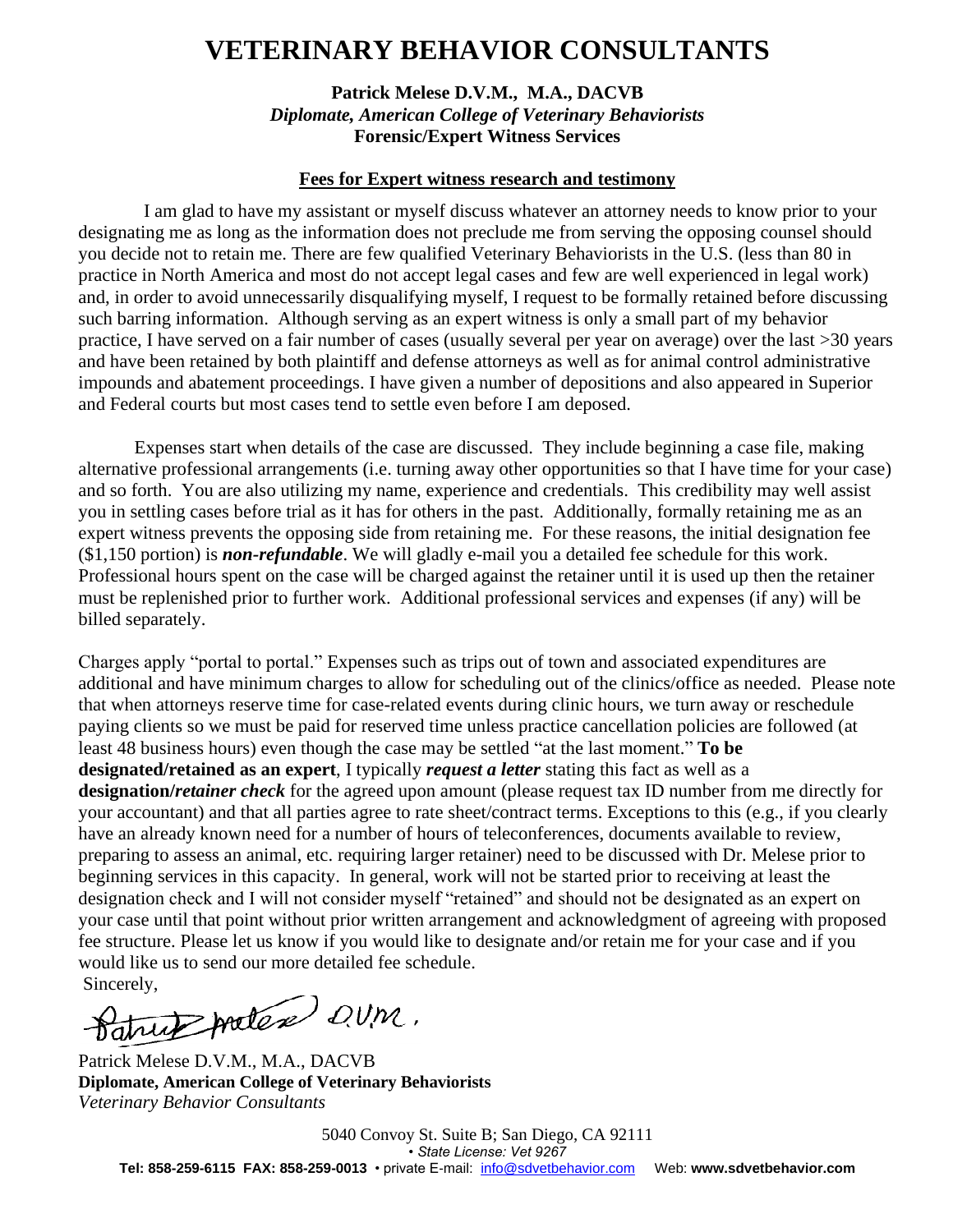# VETERINARY BEHAVIOR CONSULTANTS

**Patrick Melese D.V.M., M.A., DACVB**
*Diplomate, American College of Veterinary Behaviorists*
**Forensic/Expert Witness Services**

## Fees for Expert witness research and testimony

I am glad to have my assistant or myself discuss whatever an attorney needs to know prior to your designating me as long as the information does not preclude me from serving the opposing counsel should you decide not to retain me. There are few qualified Veterinary Behaviorists in the U.S. (less than 80 in practice in North America and most do not accept legal cases and few are well experienced in legal work) and, in order to avoid unnecessarily disqualifying myself, I request to be formally retained before discussing such barring information. Although serving as an expert witness is only a small part of my behavior practice, I have served on a fair number of cases (usually several per year on average) over the last >30 years and have been retained by both plaintiff and defense attorneys as well as for animal control administrative impounds and abatement proceedings. I have given a number of depositions and also appeared in Superior and Federal courts but most cases tend to settle even before I am deposed.

Expenses start when details of the case are discussed. They include beginning a case file, making alternative professional arrangements (i.e. turning away other opportunities so that I have time for your case) and so forth. You are also utilizing my name, experience and credentials. This credibility may well assist you in settling cases before trial as it has for others in the past. Additionally, formally retaining me as an expert witness prevents the opposing side from retaining me. For these reasons, the initial designation fee ($1,150 portion) is ***non-refundable***. We will gladly e-mail you a detailed fee schedule for this work. Professional hours spent on the case will be charged against the retainer until it is used up then the retainer must be replenished prior to further work. Additional professional services and expenses (if any) will be billed separately.

Charges apply "portal to portal." Expenses such as trips out of town and associated expenditures are additional and have minimum charges to allow for scheduling out of the clinics/office as needed. Please note that when attorneys reserve time for case-related events during clinic hours, we turn away or reschedule paying clients so we must be paid for reserved time unless practice cancellation policies are followed (at least 48 business hours) even though the case may be settled "at the last moment." **To be designated/retained as an expert**, I typically ***request a letter*** stating this fact as well as a **designation/*retainer check*** for the agreed upon amount (please request tax ID number from me directly for your accountant) and that all parties agree to rate sheet/contract terms. Exceptions to this (e.g., if you clearly have an already known need for a number of hours of teleconferences, documents available to review, preparing to assess an animal, etc. requiring larger retainer) need to be discussed with Dr. Melese prior to beginning services in this capacity. In general, work will not be started prior to receiving at least the designation check and I will not consider myself "retained" and should not be designated as an expert on your case until that point without prior written arrangement and acknowledgment of agreeing with proposed fee structure. Please let us know if you would like to designate and/or retain me for your case and if you would like us to send our more detailed fee schedule.

Sincerely,

Patrick Melese DVM.

Patrick Melese D.V.M., M.A., DACVB
**Diplomate, American College of Veterinary Behaviorists**
*Veterinary Behavior Consultants*

5040 Convoy St. Suite B; San Diego, CA 92111
• *State License: Vet 9267*
**Tel: 858-259-6115 FAX: 858-259-0013** • private E-mail: info@sdvetbehavior.com Web: **www.sdvetbehavior.com**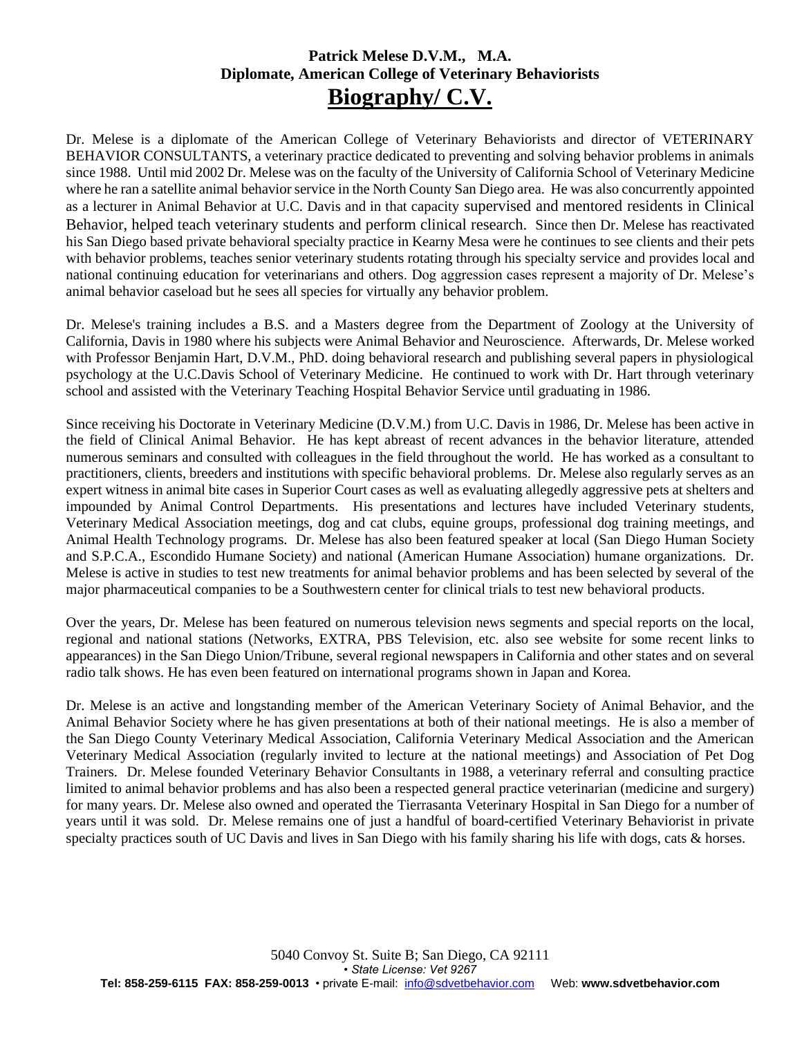**Patrick Melese D.V.M., M.A.**
**Diplomate, American College of Veterinary Behaviorists**

# Biography/ C.V.

Dr. Melese is a diplomate of the American College of Veterinary Behaviorists and director of VETERINARY BEHAVIOR CONSULTANTS, a veterinary practice dedicated to preventing and solving behavior problems in animals since 1988. Until mid 2002 Dr. Melese was on the faculty of the University of California School of Veterinary Medicine where he ran a satellite animal behavior service in the North County San Diego area. He was also concurrently appointed as a lecturer in Animal Behavior at U.C. Davis and in that capacity supervised and mentored residents in Clinical Behavior, helped teach veterinary students and perform clinical research. Since then Dr. Melese has reactivated his San Diego based private behavioral specialty practice in Kearny Mesa were he continues to see clients and their pets with behavior problems, teaches senior veterinary students rotating through his specialty service and provides local and national continuing education for veterinarians and others. Dog aggression cases represent a majority of Dr. Melese's animal behavior caseload but he sees all species for virtually any behavior problem.

Dr. Melese's training includes a B.S. and a Masters degree from the Department of Zoology at the University of California, Davis in 1980 where his subjects were Animal Behavior and Neuroscience. Afterwards, Dr. Melese worked with Professor Benjamin Hart, D.V.M., PhD. doing behavioral research and publishing several papers in physiological psychology at the U.C.Davis School of Veterinary Medicine. He continued to work with Dr. Hart through veterinary school and assisted with the Veterinary Teaching Hospital Behavior Service until graduating in 1986.

Since receiving his Doctorate in Veterinary Medicine (D.V.M.) from U.C. Davis in 1986, Dr. Melese has been active in the field of Clinical Animal Behavior. He has kept abreast of recent advances in the behavior literature, attended numerous seminars and consulted with colleagues in the field throughout the world. He has worked as a consultant to practitioners, clients, breeders and institutions with specific behavioral problems. Dr. Melese also regularly serves as an expert witness in animal bite cases in Superior Court cases as well as evaluating allegedly aggressive pets at shelters and impounded by Animal Control Departments. His presentations and lectures have included Veterinary students, Veterinary Medical Association meetings, dog and cat clubs, equine groups, professional dog training meetings, and Animal Health Technology programs. Dr. Melese has also been featured speaker at local (San Diego Human Society and S.P.C.A., Escondido Humane Society) and national (American Humane Association) humane organizations. Dr. Melese is active in studies to test new treatments for animal behavior problems and has been selected by several of the major pharmaceutical companies to be a Southwestern center for clinical trials to test new behavioral products.

Over the years, Dr. Melese has been featured on numerous television news segments and special reports on the local, regional and national stations (Networks, EXTRA, PBS Television, etc. also see website for some recent links to appearances) in the San Diego Union/Tribune, several regional newspapers in California and other states and on several radio talk shows. He has even been featured on international programs shown in Japan and Korea.

Dr. Melese is an active and longstanding member of the American Veterinary Society of Animal Behavior, and the Animal Behavior Society where he has given presentations at both of their national meetings. He is also a member of the San Diego County Veterinary Medical Association, California Veterinary Medical Association and the American Veterinary Medical Association (regularly invited to lecture at the national meetings) and Association of Pet Dog Trainers. Dr. Melese founded Veterinary Behavior Consultants in 1988, a veterinary referral and consulting practice limited to animal behavior problems and has also been a respected general practice veterinarian (medicine and surgery) for many years. Dr. Melese also owned and operated the Tierrasanta Veterinary Hospital in San Diego for a number of years until it was sold. Dr. Melese remains one of just a handful of board-certified Veterinary Behaviorist in private specialty practices south of UC Davis and lives in San Diego with his family sharing his life with dogs, cats & horses.

5040 Convoy St. Suite B; San Diego, CA 92111
• *State License: Vet 9267*
**Tel: 858-259-6115 FAX: 858-259-0013** • private E-mail: info@sdvetbehavior.com Web: **www.sdvetbehavior.com**